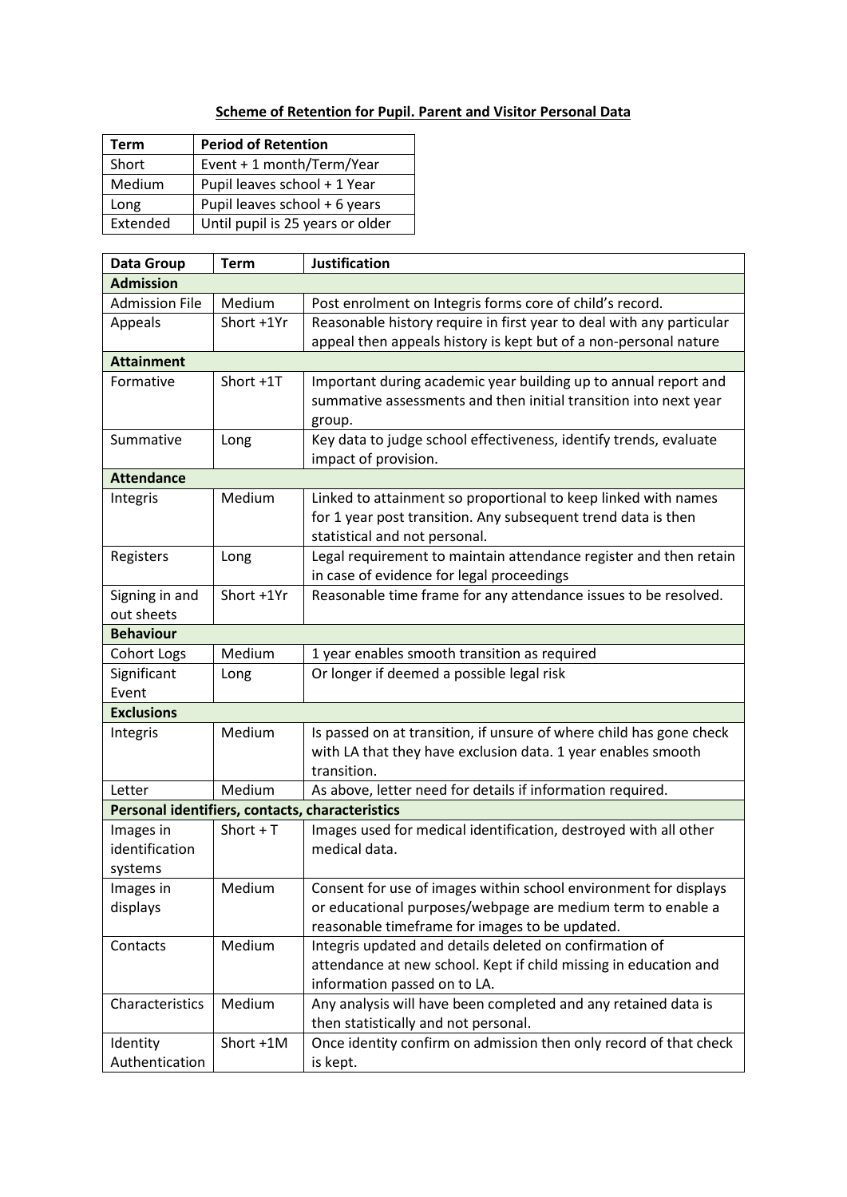## Scheme of Retention for Pupil. Parent and Visitor Personal Data

| Term | Period of Retention |
|---|---|
| Short | Event + 1 month/Term/Year |
| Medium | Pupil leaves school + 1 Year |
| Long | Pupil leaves school + 6 years |
| Extended | Until pupil is 25 years or older |

| Data Group | Term | Justification |
|---|---|---|
| **Admission** | | |
| Admission File | Medium | Post enrolment on Integris forms core of child's record. |
| Appeals | Short +1Yr | Reasonable history require in first year to deal with any particular appeal then appeals history is kept but of a non-personal nature |
| **Attainment** | | |
| Formative | Short +1T | Important during academic year building up to annual report and summative assessments and then initial transition into next year group. |
| Summative | Long | Key data to judge school effectiveness, identify trends, evaluate impact of provision. |
| **Attendance** | | |
| Integris | Medium | Linked to attainment so proportional to keep linked with names for 1 year post transition. Any subsequent trend data is then statistical and not personal. |
| Registers | Long | Legal requirement to maintain attendance register and then retain in case of evidence for legal proceedings |
| Signing in and out sheets | Short +1Yr | Reasonable time frame for any attendance issues to be resolved. |
| **Behaviour** | | |
| Cohort Logs | Medium | 1 year enables smooth transition as required |
| Significant Event | Long | Or longer if deemed a possible legal risk |
| **Exclusions** | | |
| Integris | Medium | Is passed on at transition, if unsure of where child has gone check with LA that they have exclusion data. 1 year enables smooth transition. |
| Letter | Medium | As above, letter need for details if information required. |
| **Personal identifiers, contacts, characteristics** | | |
| Images in identification systems | Short + T | Images used for medical identification, destroyed with all other medical data. |
| Images in displays | Medium | Consent for use of images within school environment for displays or educational purposes/webpage are medium term to enable a reasonable timeframe for images to be updated. |
| Contacts | Medium | Integris updated and details deleted on confirmation of attendance at new school. Kept if child missing in education and information passed on to LA. |
| Characteristics | Medium | Any analysis will have been completed and any retained data is then statistically and not personal. |
| Identity Authentication | Short +1M | Once identity confirm on admission then only record of that check is kept. |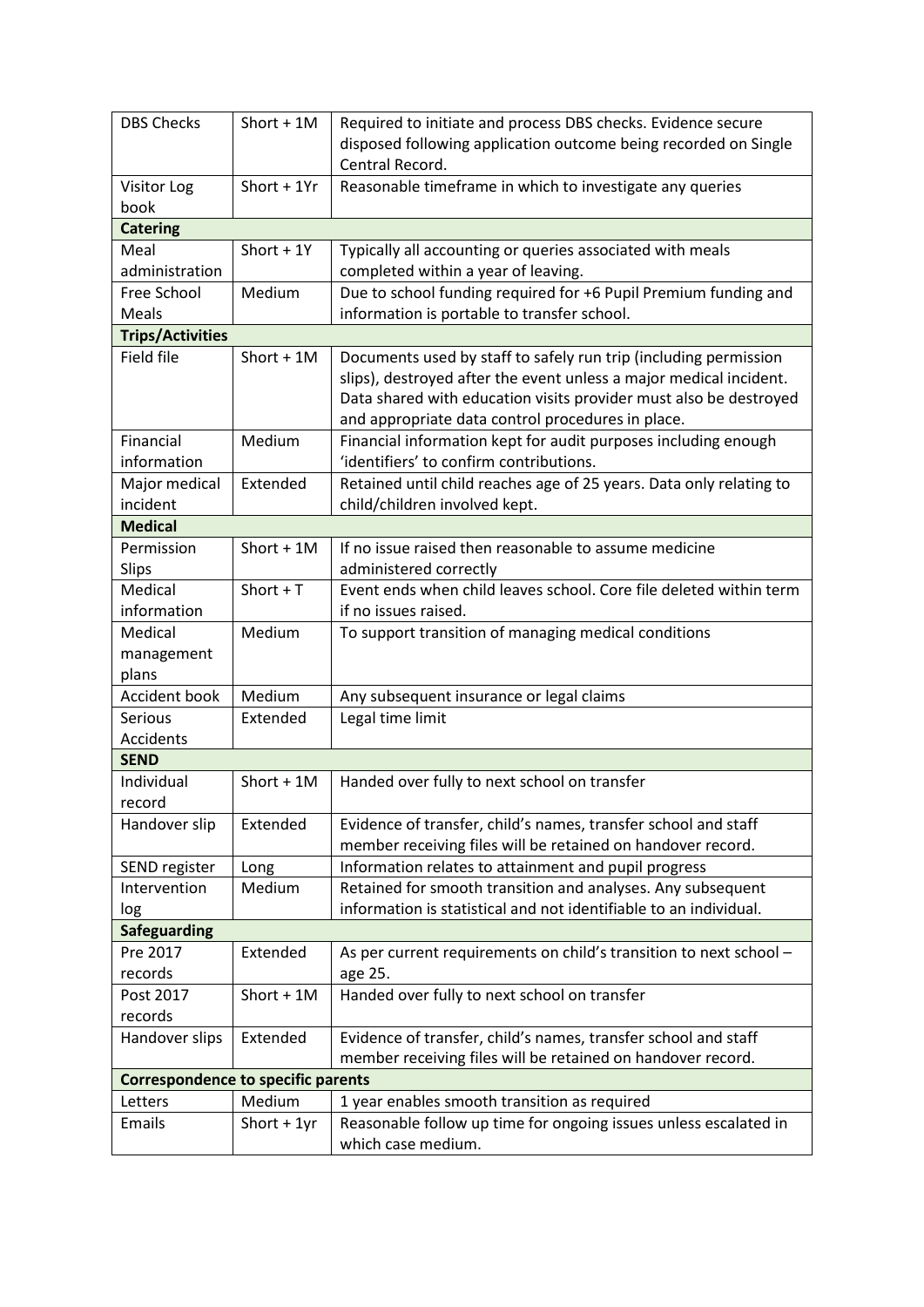| | | |
|---|---|---|
| DBS Checks | Short + 1M | Required to initiate and process DBS checks. Evidence secure disposed following application outcome being recorded on Single Central Record. |
| Visitor Log book | Short + 1Yr | Reasonable timeframe in which to investigate any queries |
| **Catering** | | |
| Meal administration | Short + 1Y | Typically all accounting or queries associated with meals completed within a year of leaving. |
| Free School Meals | Medium | Due to school funding required for +6 Pupil Premium funding and information is portable to transfer school. |
| **Trips/Activities** | | |
| Field file | Short + 1M | Documents used by staff to safely run trip (including permission slips), destroyed after the event unless a major medical incident. Data shared with education visits provider must also be destroyed and appropriate data control procedures in place. |
| Financial information | Medium | Financial information kept for audit purposes including enough 'identifiers' to confirm contributions. |
| Major medical incident | Extended | Retained until child reaches age of 25 years. Data only relating to child/children involved kept. |
| **Medical** | | |
| Permission Slips | Short + 1M | If no issue raised then reasonable to assume medicine administered correctly |
| Medical information | Short + T | Event ends when child leaves school. Core file deleted within term if no issues raised. |
| Medical management plans | Medium | To support transition of managing medical conditions |
| Accident book | Medium | Any subsequent insurance or legal claims |
| Serious Accidents | Extended | Legal time limit |
| **SEND** | | |
| Individual record | Short + 1M | Handed over fully to next school on transfer |
| Handover slip | Extended | Evidence of transfer, child's names, transfer school and staff member receiving files will be retained on handover record. |
| SEND register | Long | Information relates to attainment and pupil progress |
| Intervention log | Medium | Retained for smooth transition and analyses. Any subsequent information is statistical and not identifiable to an individual. |
| **Safeguarding** | | |
| Pre 2017 records | Extended | As per current requirements on child's transition to next school – age 25. |
| Post 2017 records | Short + 1M | Handed over fully to next school on transfer |
| Handover slips | Extended | Evidence of transfer, child's names, transfer school and staff member receiving files will be retained on handover record. |
| **Correspondence to specific parents** | | |
| Letters | Medium | 1 year enables smooth transition as required |
| Emails | Short + 1yr | Reasonable follow up time for ongoing issues unless escalated in which case medium. |